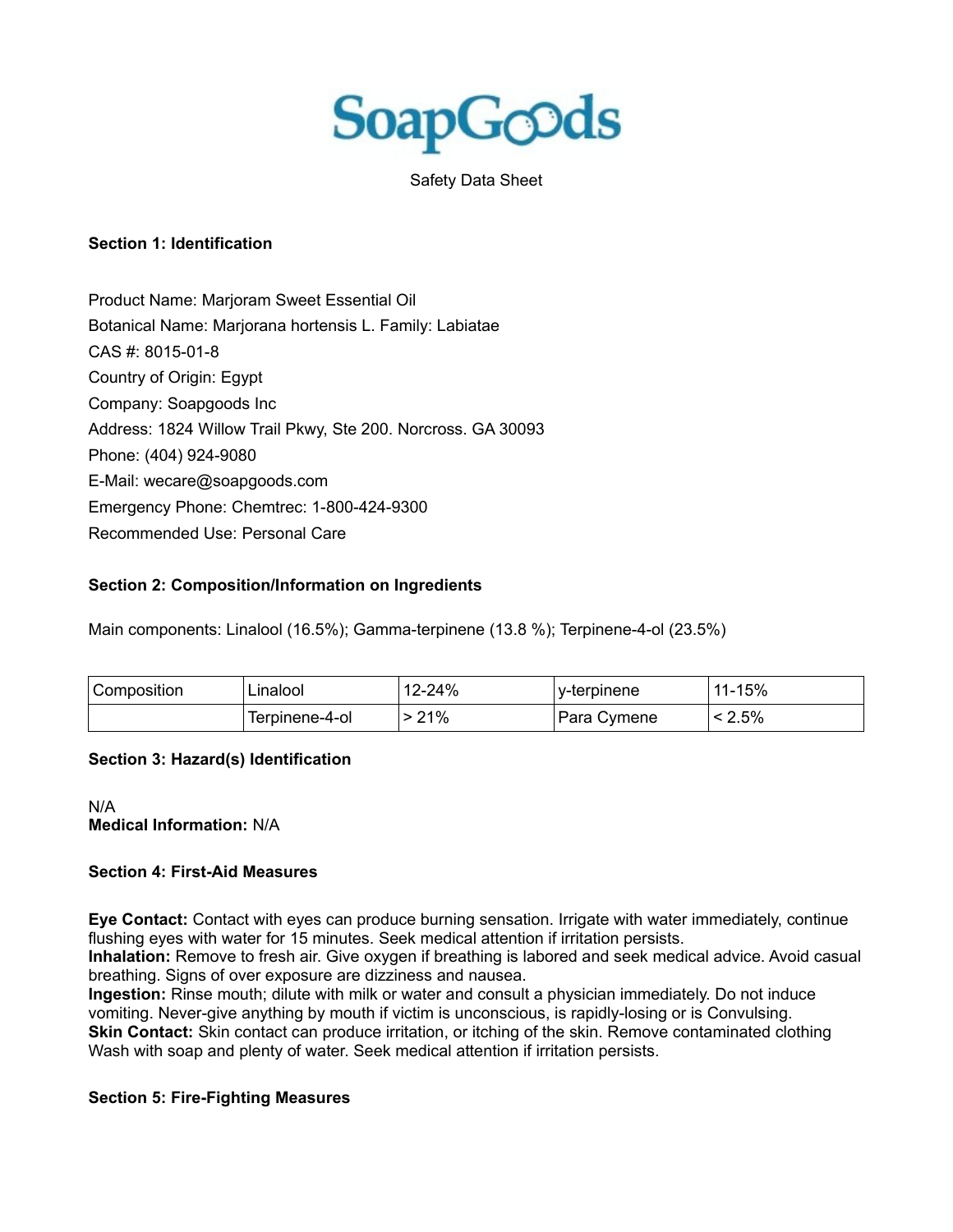SoapGoods

Safety Data Sheet

**Section 1: Identification**

Product Name: Marjoram Sweet Essential Oil
Botanical Name: Marjorana hortensis L. Family: Labiatae
CAS #: 8015-01-8
Country of Origin: Egypt
Company: Soapgoods Inc
Address: 1824 Willow Trail Pkwy, Ste 200. Norcross. GA 30093
Phone: (404) 924-9080
E-Mail: wecare@soapgoods.com
Emergency Phone: Chemtrec: 1-800-424-9300
Recommended Use: Personal Care

**Section 2: Composition/Information on Ingredients**

Main components: Linalool (16.5%); Gamma-terpinene (13.8 %); Terpinene-4-ol (23.5%)

| Composition | Linalool | 12-24% | y-terpinene | 11-15% |
|---|---|---|---|---|
| | Terpinene-4-ol | > 21% | Para Cymene | < 2.5% |

**Section 3: Hazard(s) Identification**

N/A
**Medical Information:** N/A

**Section 4: First-Aid Measures**

**Eye Contact:** Contact with eyes can produce burning sensation. Irrigate with water immediately, continue flushing eyes with water for 15 minutes. Seek medical attention if irritation persists.
**Inhalation:** Remove to fresh air. Give oxygen if breathing is labored and seek medical advice. Avoid casual breathing. Signs of over exposure are dizziness and nausea.
**Ingestion:** Rinse mouth; dilute with milk or water and consult a physician immediately. Do not induce vomiting. Never-give anything by mouth if victim is unconscious, is rapidly-losing or is Convulsing.
**Skin Contact:** Skin contact can produce irritation, or itching of the skin. Remove contaminated clothing Wash with soap and plenty of water. Seek medical attention if irritation persists.

**Section 5: Fire-Fighting Measures**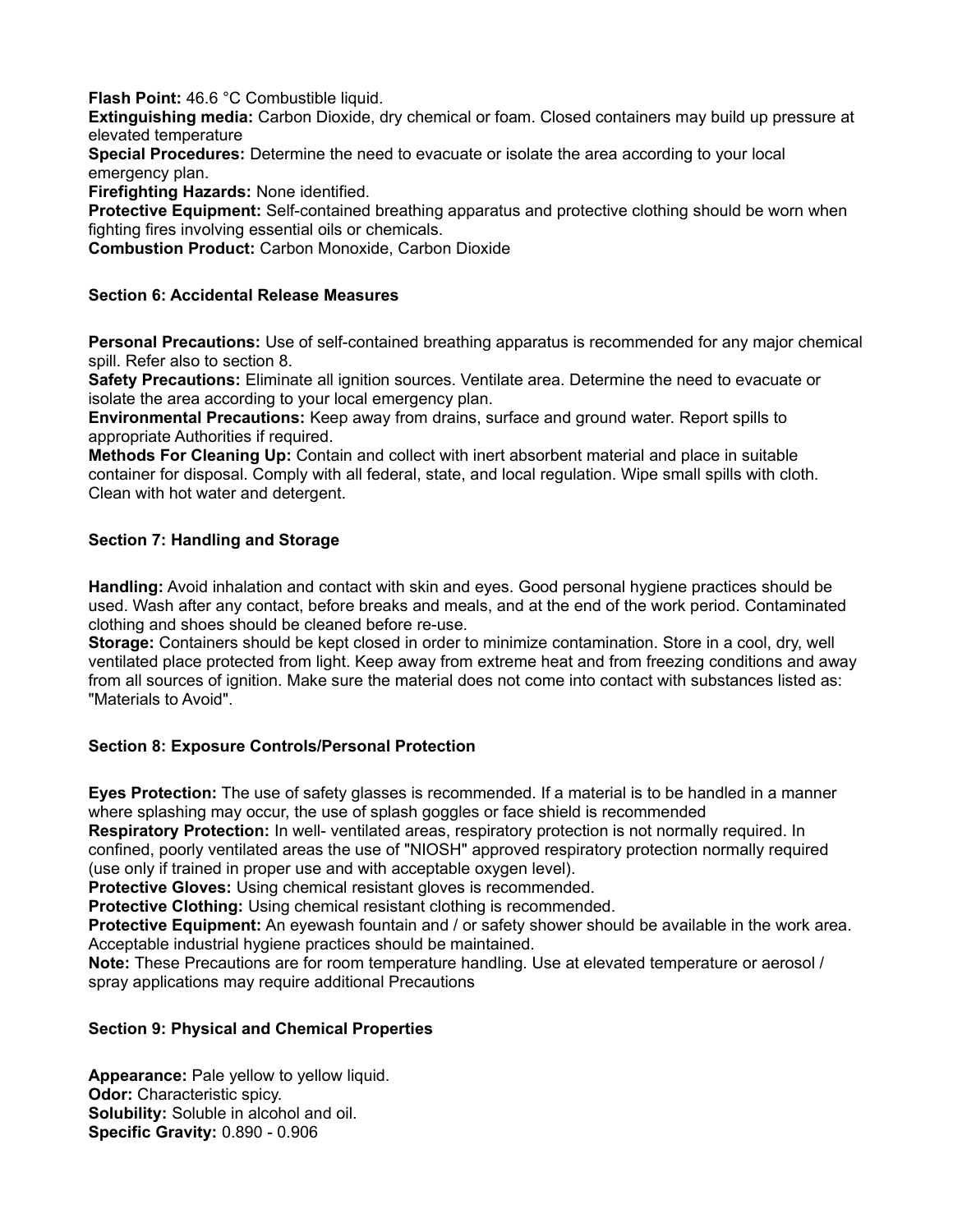**Flash Point:** 46.6 °C Combustible liquid.
**Extinguishing media:** Carbon Dioxide, dry chemical or foam. Closed containers may build up pressure at elevated temperature
**Special Procedures:** Determine the need to evacuate or isolate the area according to your local emergency plan.
**Firefighting Hazards:** None identified.
**Protective Equipment:** Self-contained breathing apparatus and protective clothing should be worn when fighting fires involving essential oils or chemicals.
**Combustion Product:** Carbon Monoxide, Carbon Dioxide

### Section 6: Accidental Release Measures

**Personal Precautions:** Use of self-contained breathing apparatus is recommended for any major chemical spill. Refer also to section 8.
**Safety Precautions:** Eliminate all ignition sources. Ventilate area. Determine the need to evacuate or isolate the area according to your local emergency plan.
**Environmental Precautions:** Keep away from drains, surface and ground water. Report spills to appropriate Authorities if required.
**Methods For Cleaning Up:** Contain and collect with inert absorbent material and place in suitable container for disposal. Comply with all federal, state, and local regulation. Wipe small spills with cloth. Clean with hot water and detergent.

### Section 7: Handling and Storage

**Handling:** Avoid inhalation and contact with skin and eyes. Good personal hygiene practices should be used. Wash after any contact, before breaks and meals, and at the end of the work period. Contaminated clothing and shoes should be cleaned before re-use.
**Storage:** Containers should be kept closed in order to minimize contamination. Store in a cool, dry, well ventilated place protected from light. Keep away from extreme heat and from freezing conditions and away from all sources of ignition. Make sure the material does not come into contact with substances listed as: "Materials to Avoid".

### Section 8: Exposure Controls/Personal Protection

**Eyes Protection:** The use of safety glasses is recommended. If a material is to be handled in a manner where splashing may occur, the use of splash goggles or face shield is recommended
**Respiratory Protection:** In well- ventilated areas, respiratory protection is not normally required. In confined, poorly ventilated areas the use of "NIOSH" approved respiratory protection normally required (use only if trained in proper use and with acceptable oxygen level).
**Protective Gloves:** Using chemical resistant gloves is recommended.
**Protective Clothing:** Using chemical resistant clothing is recommended.
**Protective Equipment:** An eyewash fountain and / or safety shower should be available in the work area. Acceptable industrial hygiene practices should be maintained.
**Note:** These Precautions are for room temperature handling. Use at elevated temperature or aerosol / spray applications may require additional Precautions

### Section 9: Physical and Chemical Properties

**Appearance:** Pale yellow to yellow liquid.
**Odor:** Characteristic spicy.
**Solubility:** Soluble in alcohol and oil.
**Specific Gravity:** 0.890 - 0.906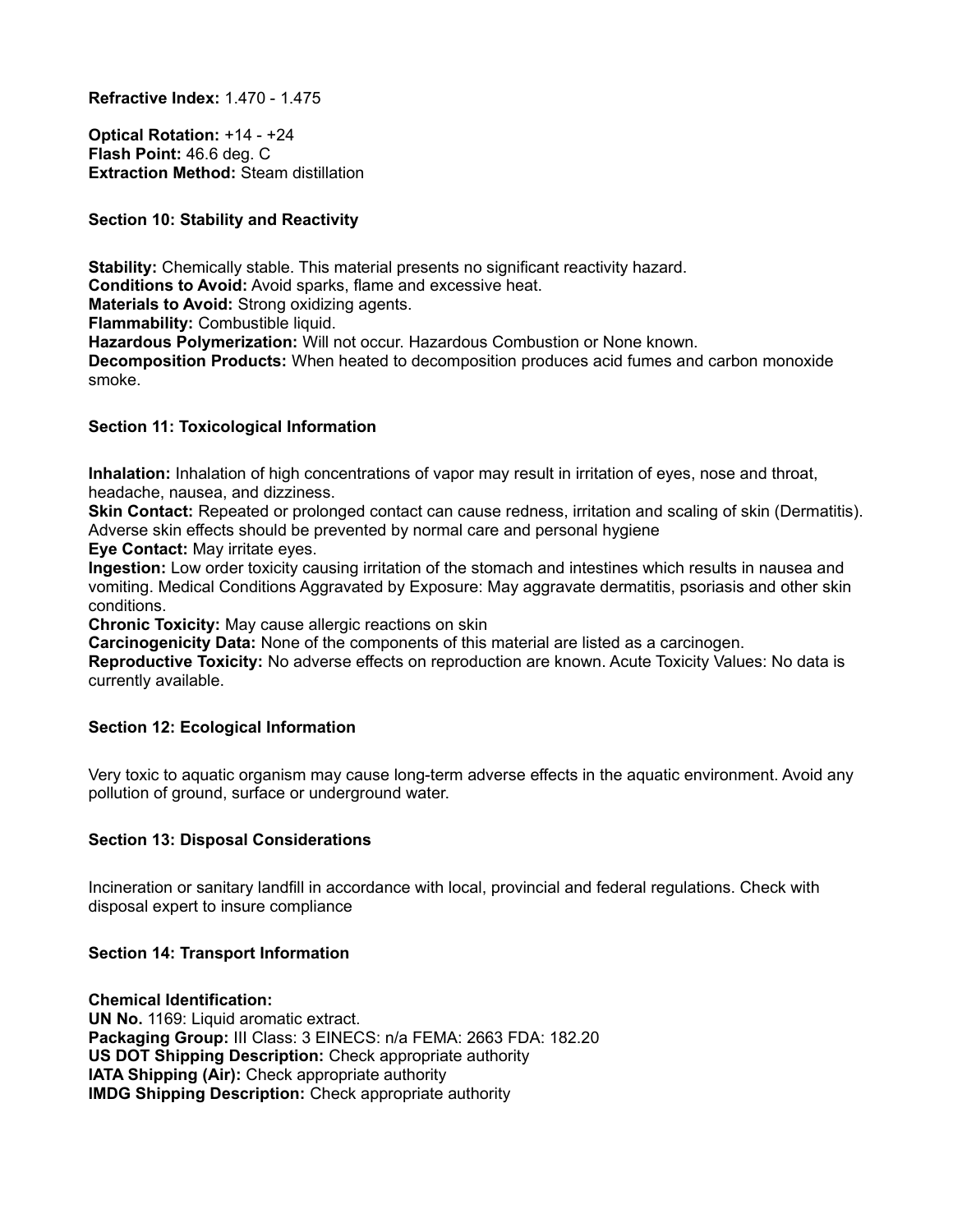**Refractive Index:** 1.470 - 1.475

**Optical Rotation:** +14 - +24
**Flash Point:** 46.6 deg. C
**Extraction Method:** Steam distillation

### Section 10: Stability and Reactivity

**Stability:** Chemically stable. This material presents no significant reactivity hazard.
**Conditions to Avoid:** Avoid sparks, flame and excessive heat.
**Materials to Avoid:** Strong oxidizing agents.
**Flammability:** Combustible liquid.
**Hazardous Polymerization:** Will not occur. Hazardous Combustion or None known.
**Decomposition Products:** When heated to decomposition produces acid fumes and carbon monoxide smoke.

### Section 11: Toxicological Information

**Inhalation:** Inhalation of high concentrations of vapor may result in irritation of eyes, nose and throat, headache, nausea, and dizziness.
**Skin Contact:** Repeated or prolonged contact can cause redness, irritation and scaling of skin (Dermatitis). Adverse skin effects should be prevented by normal care and personal hygiene
**Eye Contact:** May irritate eyes.
**Ingestion:** Low order toxicity causing irritation of the stomach and intestines which results in nausea and vomiting. Medical Conditions Aggravated by Exposure: May aggravate dermatitis, psoriasis and other skin conditions.
**Chronic Toxicity:** May cause allergic reactions on skin
**Carcinogenicity Data:** None of the components of this material are listed as a carcinogen.
**Reproductive Toxicity:** No adverse effects on reproduction are known. Acute Toxicity Values: No data is currently available.

### Section 12: Ecological Information

Very toxic to aquatic organism may cause long-term adverse effects in the aquatic environment. Avoid any pollution of ground, surface or underground water.

### Section 13: Disposal Considerations

Incineration or sanitary landfill in accordance with local, provincial and federal regulations. Check with disposal expert to insure compliance

### Section 14: Transport Information

**Chemical Identification:**
**UN No.** 1169: Liquid aromatic extract.
**Packaging Group:** III Class: 3 EINECS: n/a FEMA: 2663 FDA: 182.20
**US DOT Shipping Description:** Check appropriate authority
**IATA Shipping (Air):** Check appropriate authority
**IMDG Shipping Description:** Check appropriate authority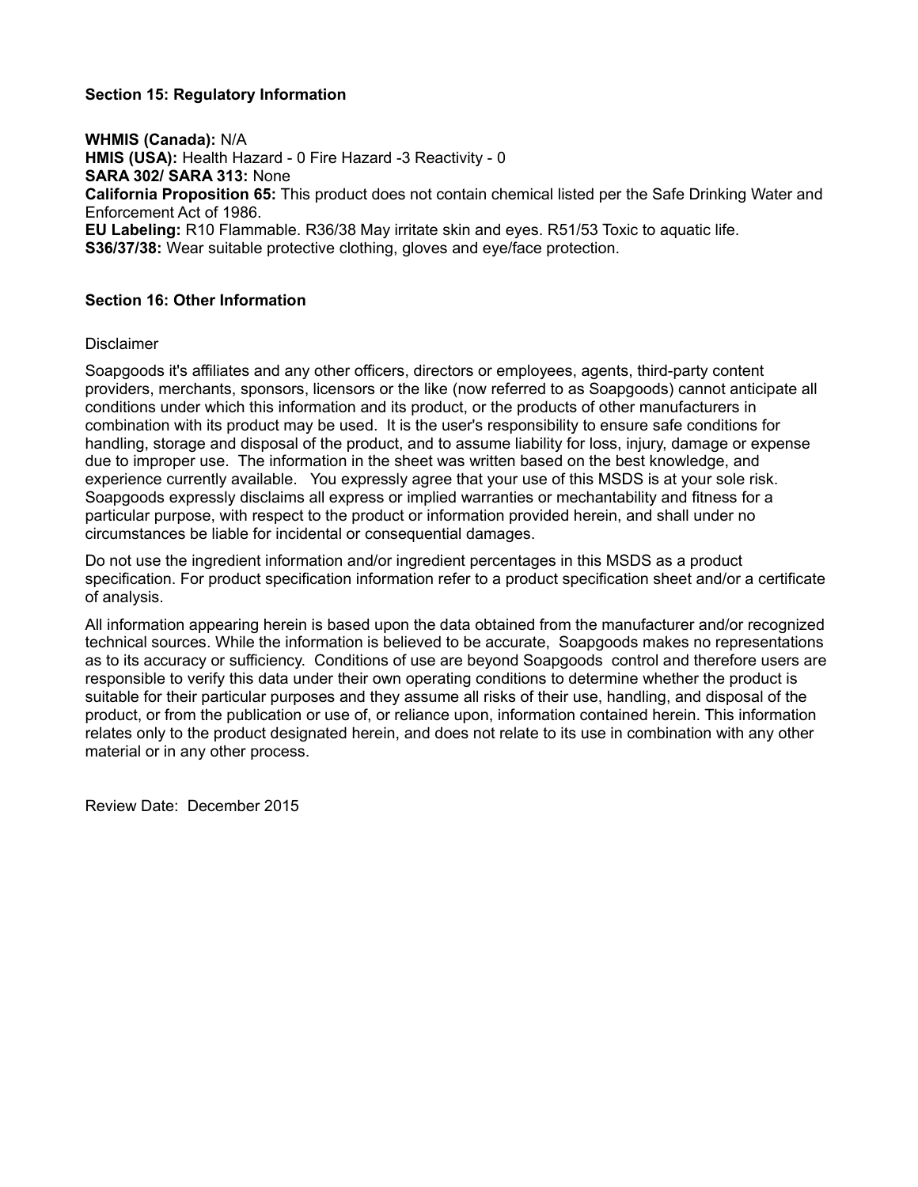## Section 15: Regulatory Information

**WHMIS (Canada):** N/A
**HMIS (USA):** Health Hazard - 0 Fire Hazard -3 Reactivity - 0
**SARA 302/ SARA 313:** None
**California Proposition 65:** This product does not contain chemical listed per the Safe Drinking Water and Enforcement Act of 1986.
**EU Labeling:** R10 Flammable. R36/38 May irritate skin and eyes. R51/53 Toxic to aquatic life.
**S36/37/38:** Wear suitable protective clothing, gloves and eye/face protection.

## Section 16: Other Information

Disclaimer

Soapgoods it's affiliates and any other officers, directors or employees, agents, third-party content providers, merchants, sponsors, licensors or the like (now referred to as Soapgoods) cannot anticipate all conditions under which this information and its product, or the products of other manufacturers in combination with its product may be used. It is the user's responsibility to ensure safe conditions for handling, storage and disposal of the product, and to assume liability for loss, injury, damage or expense due to improper use. The information in the sheet was written based on the best knowledge, and experience currently available. You expressly agree that your use of this MSDS is at your sole risk. Soapgoods expressly disclaims all express or implied warranties or mechantability and fitness for a particular purpose, with respect to the product or information provided herein, and shall under no circumstances be liable for incidental or consequential damages.

Do not use the ingredient information and/or ingredient percentages in this MSDS as a product specification. For product specification information refer to a product specification sheet and/or a certificate of analysis.

All information appearing herein is based upon the data obtained from the manufacturer and/or recognized technical sources. While the information is believed to be accurate, Soapgoods makes no representations as to its accuracy or sufficiency. Conditions of use are beyond Soapgoods control and therefore users are responsible to verify this data under their own operating conditions to determine whether the product is suitable for their particular purposes and they assume all risks of their use, handling, and disposal of the product, or from the publication or use of, or reliance upon, information contained herein. This information relates only to the product designated herein, and does not relate to its use in combination with any other material or in any other process.

Review Date: December 2015